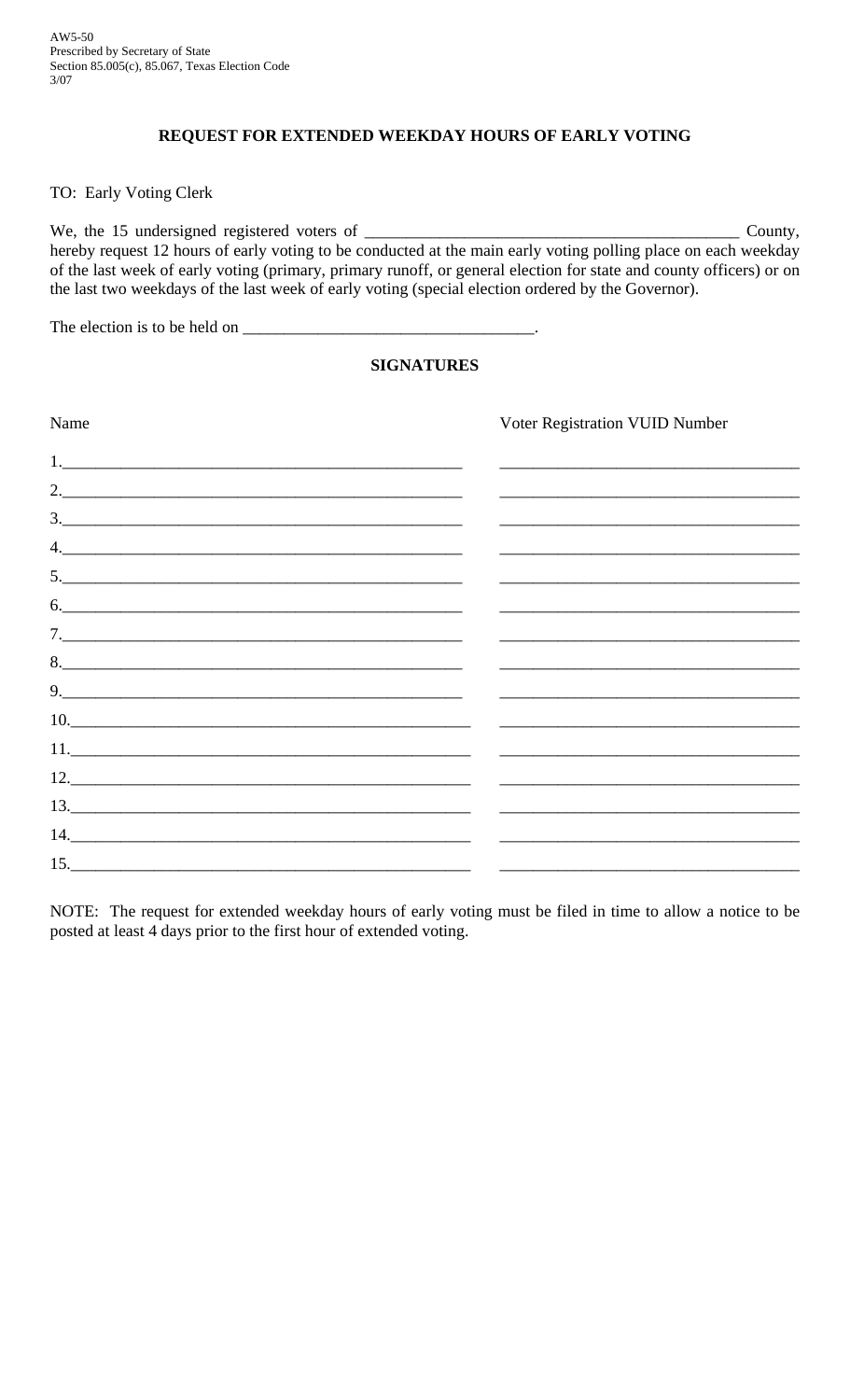AW5-50
Prescribed by Secretary of State
Section 85.005(c), 85.067, Texas Election Code
3/07

## REQUEST FOR EXTENDED WEEKDAY HOURS OF EARLY VOTING

TO: Early Voting Clerk

We, the 15 undersigned registered voters of _____________________________________________ County, hereby request 12 hours of early voting to be conducted at the main early voting polling place on each weekday of the last week of early voting (primary, primary runoff, or general election for state and county officers) or on the last two weekdays of the last week of early voting (special election ordered by the Governor).

The election is to be held on __________________________________.

### SIGNATURES

| Name | Voter Registration VUID Number |
|---|---|
| 1.________________________________________________ | ___________________________________ |
| 2.________________________________________________ | ___________________________________ |
| 3.________________________________________________ | ___________________________________ |
| 4.________________________________________________ | ___________________________________ |
| 5.________________________________________________ | ___________________________________ |
| 6.________________________________________________ | ___________________________________ |
| 7.________________________________________________ | ___________________________________ |
| 8.________________________________________________ | ___________________________________ |
| 9.________________________________________________ | ___________________________________ |
| 10.________________________________________________ | ___________________________________ |
| 11.________________________________________________ | ___________________________________ |
| 12.________________________________________________ | ___________________________________ |
| 13.________________________________________________ | ___________________________________ |
| 14.________________________________________________ | ___________________________________ |
| 15.________________________________________________ | ___________________________________ |

NOTE: The request for extended weekday hours of early voting must be filed in time to allow a notice to be posted at least 4 days prior to the first hour of extended voting.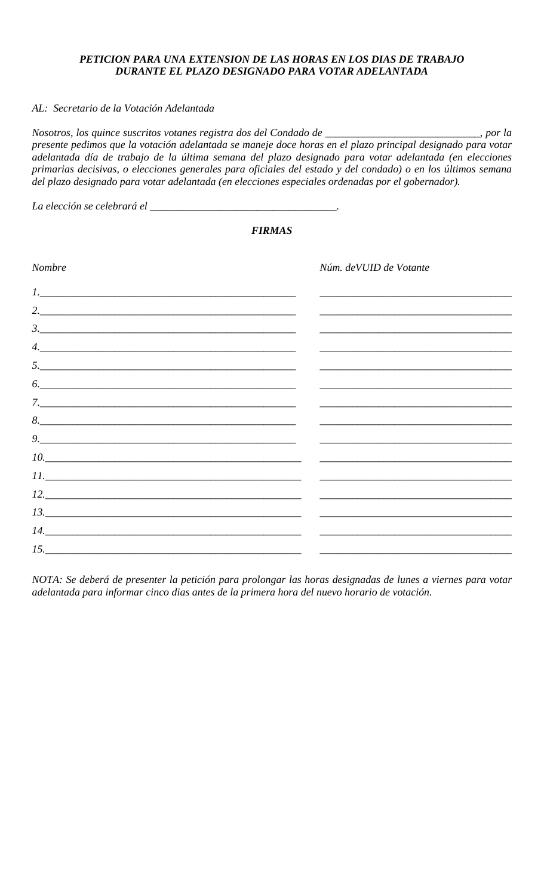***PETICION PARA UNA EXTENSION DE LAS HORAS EN LOS DIAS DE TRABAJO DURANTE EL PLAZO DESIGNADO PARA VOTAR ADELANTADA***

*AL: Secretario de la Votación Adelantada*

*Nosotros, los quince suscritos votanes registra dos del Condado de \_\_\_\_\_\_\_\_\_\_\_\_\_\_\_\_\_\_\_\_\_\_\_\_\_\_\_\_, por la presente pedimos que la votación adelantada se maneje doce horas en el plazo principal designado para votar adelantada día de trabajo de la última semana del plazo designado para votar adelantada (en elecciones primarias decisivas, o elecciones generales para oficiales del estado y del condado) o en los últimos semana del plazo designado para votar adelantada (en elecciones especiales ordenadas por el gobernador).*

*La elección se celebrará el \_\_\_\_\_\_\_\_\_\_\_\_\_\_\_\_\_\_\_\_\_\_\_\_\_\_\_\_\_\_\_\_\_\_\_.*

***FIRMAS***

| *Nombre* | *Núm. deVUID de Votante* |
|---|---|
| *1.*\_\_\_\_\_\_\_\_\_\_\_\_\_\_\_\_\_\_\_\_\_\_\_\_\_\_\_\_\_\_\_\_\_\_\_\_\_\_\_\_\_\_\_\_\_\_\_\_ | \_\_\_\_\_\_\_\_\_\_\_\_\_\_\_\_\_\_\_\_\_\_\_\_\_\_\_\_\_\_\_\_\_\_\_\_ |
| *2.*\_\_\_\_\_\_\_\_\_\_\_\_\_\_\_\_\_\_\_\_\_\_\_\_\_\_\_\_\_\_\_\_\_\_\_\_\_\_\_\_\_\_\_\_\_\_\_\_ | \_\_\_\_\_\_\_\_\_\_\_\_\_\_\_\_\_\_\_\_\_\_\_\_\_\_\_\_\_\_\_\_\_\_\_\_ |
| *3.*\_\_\_\_\_\_\_\_\_\_\_\_\_\_\_\_\_\_\_\_\_\_\_\_\_\_\_\_\_\_\_\_\_\_\_\_\_\_\_\_\_\_\_\_\_\_\_\_ | \_\_\_\_\_\_\_\_\_\_\_\_\_\_\_\_\_\_\_\_\_\_\_\_\_\_\_\_\_\_\_\_\_\_\_\_ |
| *4.*\_\_\_\_\_\_\_\_\_\_\_\_\_\_\_\_\_\_\_\_\_\_\_\_\_\_\_\_\_\_\_\_\_\_\_\_\_\_\_\_\_\_\_\_\_\_\_\_ | \_\_\_\_\_\_\_\_\_\_\_\_\_\_\_\_\_\_\_\_\_\_\_\_\_\_\_\_\_\_\_\_\_\_\_\_ |
| *5.*\_\_\_\_\_\_\_\_\_\_\_\_\_\_\_\_\_\_\_\_\_\_\_\_\_\_\_\_\_\_\_\_\_\_\_\_\_\_\_\_\_\_\_\_\_\_\_\_ | \_\_\_\_\_\_\_\_\_\_\_\_\_\_\_\_\_\_\_\_\_\_\_\_\_\_\_\_\_\_\_\_\_\_\_\_ |
| *6.*\_\_\_\_\_\_\_\_\_\_\_\_\_\_\_\_\_\_\_\_\_\_\_\_\_\_\_\_\_\_\_\_\_\_\_\_\_\_\_\_\_\_\_\_\_\_\_\_ | \_\_\_\_\_\_\_\_\_\_\_\_\_\_\_\_\_\_\_\_\_\_\_\_\_\_\_\_\_\_\_\_\_\_\_\_ |
| *7.*\_\_\_\_\_\_\_\_\_\_\_\_\_\_\_\_\_\_\_\_\_\_\_\_\_\_\_\_\_\_\_\_\_\_\_\_\_\_\_\_\_\_\_\_\_\_\_\_ | \_\_\_\_\_\_\_\_\_\_\_\_\_\_\_\_\_\_\_\_\_\_\_\_\_\_\_\_\_\_\_\_\_\_\_\_ |
| *8.*\_\_\_\_\_\_\_\_\_\_\_\_\_\_\_\_\_\_\_\_\_\_\_\_\_\_\_\_\_\_\_\_\_\_\_\_\_\_\_\_\_\_\_\_\_\_\_\_ | \_\_\_\_\_\_\_\_\_\_\_\_\_\_\_\_\_\_\_\_\_\_\_\_\_\_\_\_\_\_\_\_\_\_\_\_ |
| *9.*\_\_\_\_\_\_\_\_\_\_\_\_\_\_\_\_\_\_\_\_\_\_\_\_\_\_\_\_\_\_\_\_\_\_\_\_\_\_\_\_\_\_\_\_\_\_\_\_ | \_\_\_\_\_\_\_\_\_\_\_\_\_\_\_\_\_\_\_\_\_\_\_\_\_\_\_\_\_\_\_\_\_\_\_\_ |
| *10.*\_\_\_\_\_\_\_\_\_\_\_\_\_\_\_\_\_\_\_\_\_\_\_\_\_\_\_\_\_\_\_\_\_\_\_\_\_\_\_\_\_\_\_\_\_\_\_\_ | \_\_\_\_\_\_\_\_\_\_\_\_\_\_\_\_\_\_\_\_\_\_\_\_\_\_\_\_\_\_\_\_\_\_\_\_ |
| *11.*\_\_\_\_\_\_\_\_\_\_\_\_\_\_\_\_\_\_\_\_\_\_\_\_\_\_\_\_\_\_\_\_\_\_\_\_\_\_\_\_\_\_\_\_\_\_\_\_ | \_\_\_\_\_\_\_\_\_\_\_\_\_\_\_\_\_\_\_\_\_\_\_\_\_\_\_\_\_\_\_\_\_\_\_\_ |
| *12.*\_\_\_\_\_\_\_\_\_\_\_\_\_\_\_\_\_\_\_\_\_\_\_\_\_\_\_\_\_\_\_\_\_\_\_\_\_\_\_\_\_\_\_\_\_\_\_\_ | \_\_\_\_\_\_\_\_\_\_\_\_\_\_\_\_\_\_\_\_\_\_\_\_\_\_\_\_\_\_\_\_\_\_\_\_ |
| *13.*\_\_\_\_\_\_\_\_\_\_\_\_\_\_\_\_\_\_\_\_\_\_\_\_\_\_\_\_\_\_\_\_\_\_\_\_\_\_\_\_\_\_\_\_\_\_\_\_ | \_\_\_\_\_\_\_\_\_\_\_\_\_\_\_\_\_\_\_\_\_\_\_\_\_\_\_\_\_\_\_\_\_\_\_\_ |
| *14.*\_\_\_\_\_\_\_\_\_\_\_\_\_\_\_\_\_\_\_\_\_\_\_\_\_\_\_\_\_\_\_\_\_\_\_\_\_\_\_\_\_\_\_\_\_\_\_\_ | \_\_\_\_\_\_\_\_\_\_\_\_\_\_\_\_\_\_\_\_\_\_\_\_\_\_\_\_\_\_\_\_\_\_\_\_ |
| *15.*\_\_\_\_\_\_\_\_\_\_\_\_\_\_\_\_\_\_\_\_\_\_\_\_\_\_\_\_\_\_\_\_\_\_\_\_\_\_\_\_\_\_\_\_\_\_\_\_ | \_\_\_\_\_\_\_\_\_\_\_\_\_\_\_\_\_\_\_\_\_\_\_\_\_\_\_\_\_\_\_\_\_\_\_\_ |

*NOTA: Se deberá de presenter la petición para prolongar las horas designadas de lunes a viernes para votar adelantada para informar cinco dias antes de la primera hora del nuevo horario de votación.*